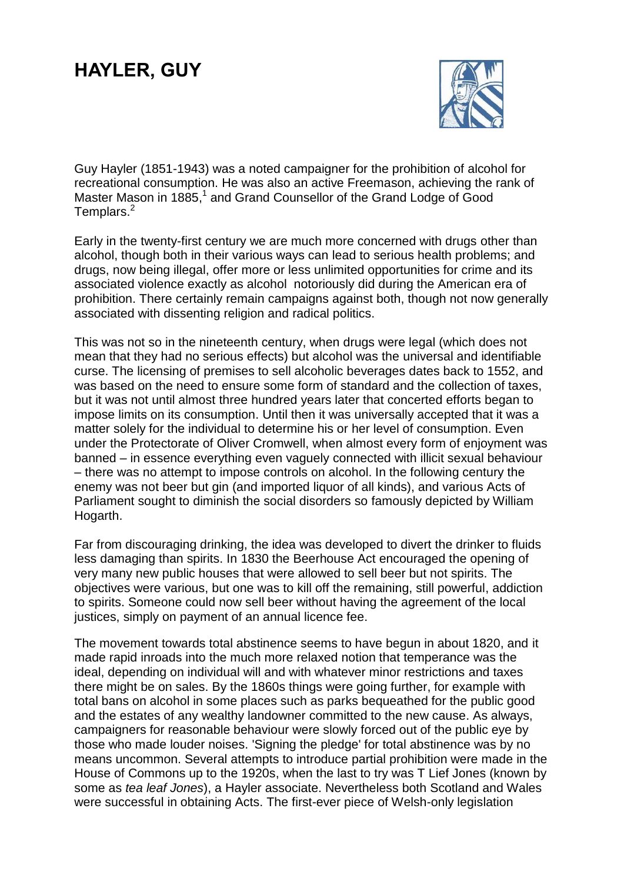# HAYLER, GUY

Guy Hayler (1851-1943) was a noted campaigner for the prohibition of alcohol for recreational consumption. He was also an active Freemason, achieving the rank of Master Mason in 1885,[1] and Grand Counsellor of the Grand Lodge of Good Templars.[2]

Early in the twenty-first century we are much more concerned with drugs other than alcohol, though both in their various ways can lead to serious health problems; and drugs, now being illegal, offer more or less unlimited opportunities for crime and its associated violence exactly as alcohol notoriously did during the American era of prohibition. There certainly remain campaigns against both, though not now generally associated with dissenting religion and radical politics.

This was not so in the nineteenth century, when drugs were legal (which does not mean that they had no serious effects) but alcohol was the universal and identifiable curse. The licensing of premises to sell alcoholic beverages dates back to 1552, and was based on the need to ensure some form of standard and the collection of taxes, but it was not until almost three hundred years later that concerted efforts began to impose limits on its consumption. Until then it was universally accepted that it was a matter solely for the individual to determine his or her level of consumption. Even under the Protectorate of Oliver Cromwell, when almost every form of enjoyment was banned – in essence everything even vaguely connected with illicit sexual behaviour – there was no attempt to impose controls on alcohol. In the following century the enemy was not beer but gin (and imported liquor of all kinds), and various Acts of Parliament sought to diminish the social disorders so famously depicted by William Hogarth.

Far from discouraging drinking, the idea was developed to divert the drinker to fluids less damaging than spirits. In 1830 the Beerhouse Act encouraged the opening of very many new public houses that were allowed to sell beer but not spirits. The objectives were various, but one was to kill off the remaining, still powerful, addiction to spirits. Someone could now sell beer without having the agreement of the local justices, simply on payment of an annual licence fee.

The movement towards total abstinence seems to have begun in about 1820, and it made rapid inroads into the much more relaxed notion that temperance was the ideal, depending on individual will and with whatever minor restrictions and taxes there might be on sales. By the 1860s things were going further, for example with total bans on alcohol in some places such as parks bequeathed for the public good and the estates of any wealthy landowner committed to the new cause. As always, campaigners for reasonable behaviour were slowly forced out of the public eye by those who made louder noises. 'Signing the pledge' for total abstinence was by no means uncommon. Several attempts to introduce partial prohibition were made in the House of Commons up to the 1920s, when the last to try was T Lief Jones (known by some as *tea leaf Jones*), a Hayler associate. Nevertheless both Scotland and Wales were successful in obtaining Acts. The first-ever piece of Welsh-only legislation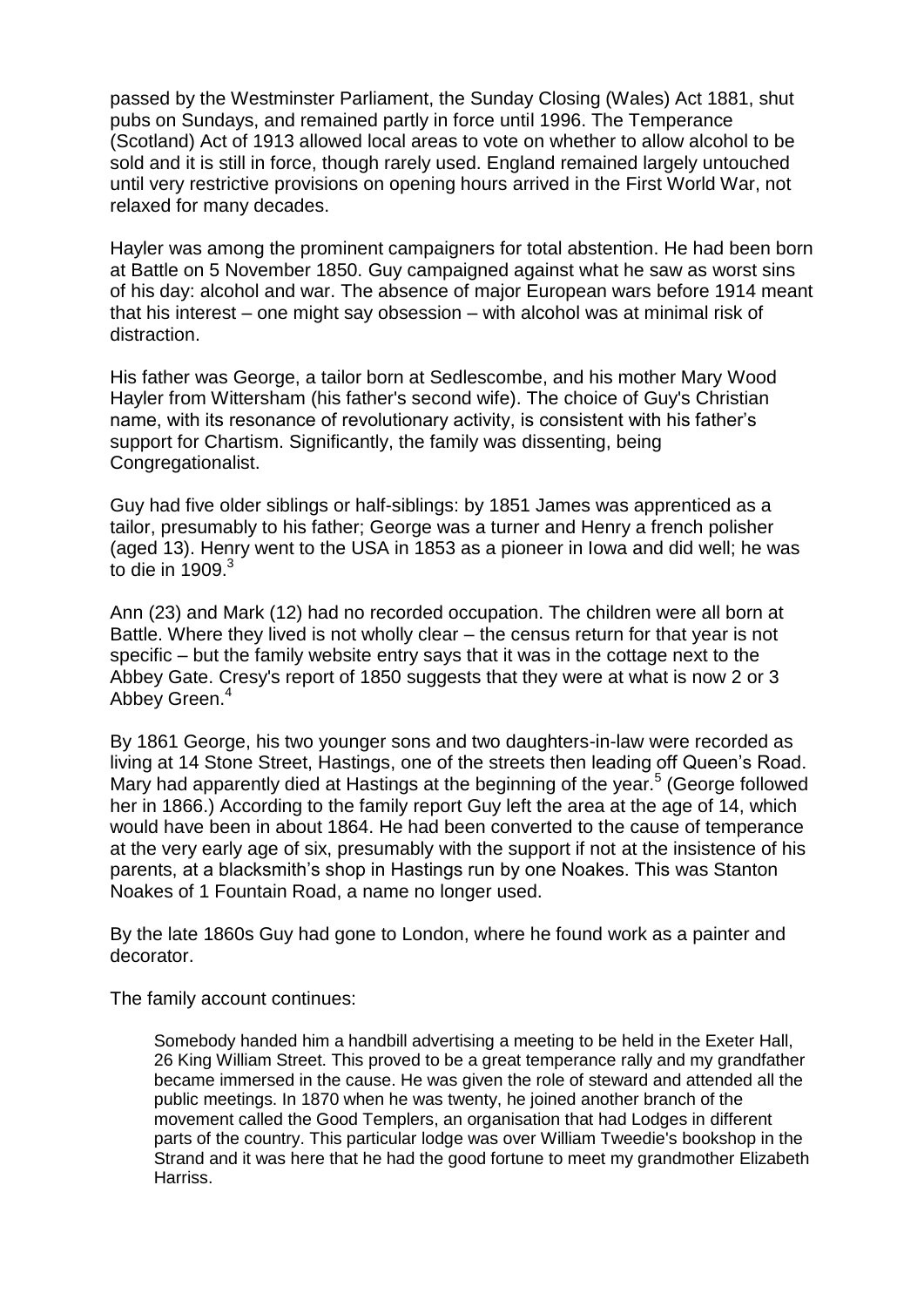passed by the Westminster Parliament, the Sunday Closing (Wales) Act 1881, shut pubs on Sundays, and remained partly in force until 1996. The Temperance (Scotland) Act of 1913 allowed local areas to vote on whether to allow alcohol to be sold and it is still in force, though rarely used. England remained largely untouched until very restrictive provisions on opening hours arrived in the First World War, not relaxed for many decades.

Hayler was among the prominent campaigners for total abstention. He had been born at Battle on 5 November 1850. Guy campaigned against what he saw as worst sins of his day: alcohol and war. The absence of major European wars before 1914 meant that his interest – one might say obsession – with alcohol was at minimal risk of distraction.

His father was George, a tailor born at Sedlescombe, and his mother Mary Wood Hayler from Wittersham (his father's second wife). The choice of Guy's Christian name, with its resonance of revolutionary activity, is consistent with his father's support for Chartism. Significantly, the family was dissenting, being Congregationalist.

Guy had five older siblings or half-siblings: by 1851 James was apprenticed as a tailor, presumably to his father; George was a turner and Henry a french polisher (aged 13). Henry went to the USA in 1853 as a pioneer in Iowa and did well; he was to die in 1909.[3]

Ann (23) and Mark (12) had no recorded occupation. The children were all born at Battle. Where they lived is not wholly clear – the census return for that year is not specific – but the family website entry says that it was in the cottage next to the Abbey Gate. Cresy's report of 1850 suggests that they were at what is now 2 or 3 Abbey Green.[4]

By 1861 George, his two younger sons and two daughters-in-law were recorded as living at 14 Stone Street, Hastings, one of the streets then leading off Queen's Road. Mary had apparently died at Hastings at the beginning of the year.[5] (George followed her in 1866.) According to the family report Guy left the area at the age of 14, which would have been in about 1864. He had been converted to the cause of temperance at the very early age of six, presumably with the support if not at the insistence of his parents, at a blacksmith's shop in Hastings run by one Noakes. This was Stanton Noakes of 1 Fountain Road, a name no longer used.

By the late 1860s Guy had gone to London, where he found work as a painter and decorator.

The family account continues:

> Somebody handed him a handbill advertising a meeting to be held in the Exeter Hall, 26 King William Street. This proved to be a great temperance rally and my grandfather became immersed in the cause. He was given the role of steward and attended all the public meetings. In 1870 when he was twenty, he joined another branch of the movement called the Good Templers, an organisation that had Lodges in different parts of the country. This particular lodge was over William Tweedie's bookshop in the Strand and it was here that he had the good fortune to meet my grandmother Elizabeth Harriss.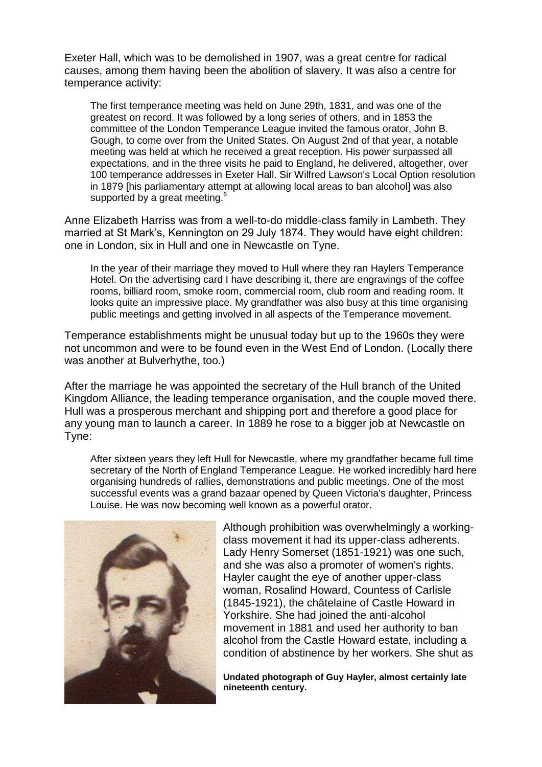Exeter Hall, which was to be demolished in 1907, was a great centre for radical causes, among them having been the abolition of slavery. It was also a centre for temperance activity:

> The first temperance meeting was held on June 29th, 1831, and was one of the greatest on record. It was followed by a long series of others, and in 1853 the committee of the London Temperance League invited the famous orator, John B. Gough, to come over from the United States. On August 2nd of that year, a notable meeting was held at which he received a great reception. His power surpassed all expectations, and in the three visits he paid to England, he delivered, altogether, over 100 temperance addresses in Exeter Hall. Sir Wilfred Lawson's Local Option resolution in 1879 [his parliamentary attempt at allowing local areas to ban alcohol] was also supported by a great meeting.[6]

Anne Elizabeth Harriss was from a well-to-do middle-class family in Lambeth. They married at St Mark's, Kennington on 29 July 1874. They would have eight children: one in London, six in Hull and one in Newcastle on Tyne.

> In the year of their marriage they moved to Hull where they ran Haylers Temperance Hotel. On the advertising card I have describing it, there are engravings of the coffee rooms, billiard room, smoke room, commercial room, club room and reading room. It looks quite an impressive place. My grandfather was also busy at this time organising public meetings and getting involved in all aspects of the Temperance movement.

Temperance establishments might be unusual today but up to the 1960s they were not uncommon and were to be found even in the West End of London. (Locally there was another at Bulverhythe, too.)

After the marriage he was appointed the secretary of the Hull branch of the United Kingdom Alliance, the leading temperance organisation, and the couple moved there. Hull was a prosperous merchant and shipping port and therefore a good place for any young man to launch a career. In 1889 he rose to a bigger job at Newcastle on Tyne:

> After sixteen years they left Hull for Newcastle, where my grandfather became full time secretary of the North of England Temperance League. He worked incredibly hard here organising hundreds of rallies, demonstrations and public meetings. One of the most successful events was a grand bazaar opened by Queen Victoria's daughter, Princess Louise. He was now becoming well known as a powerful orator.

Although prohibition was overwhelmingly a working-class movement it had its upper-class adherents. Lady Henry Somerset (1851-1921) was one such, and she was also a promoter of women's rights. Hayler caught the eye of another upper-class woman, Rosalind Howard, Countess of Carlisle (1845-1921), the châtelaine of Castle Howard in Yorkshire. She had joined the anti-alcohol movement in 1881 and used her authority to ban alcohol from the Castle Howard estate, including a condition of abstinence by her workers. She shut as

**Undated photograph of Guy Hayler, almost certainly late nineteenth century.**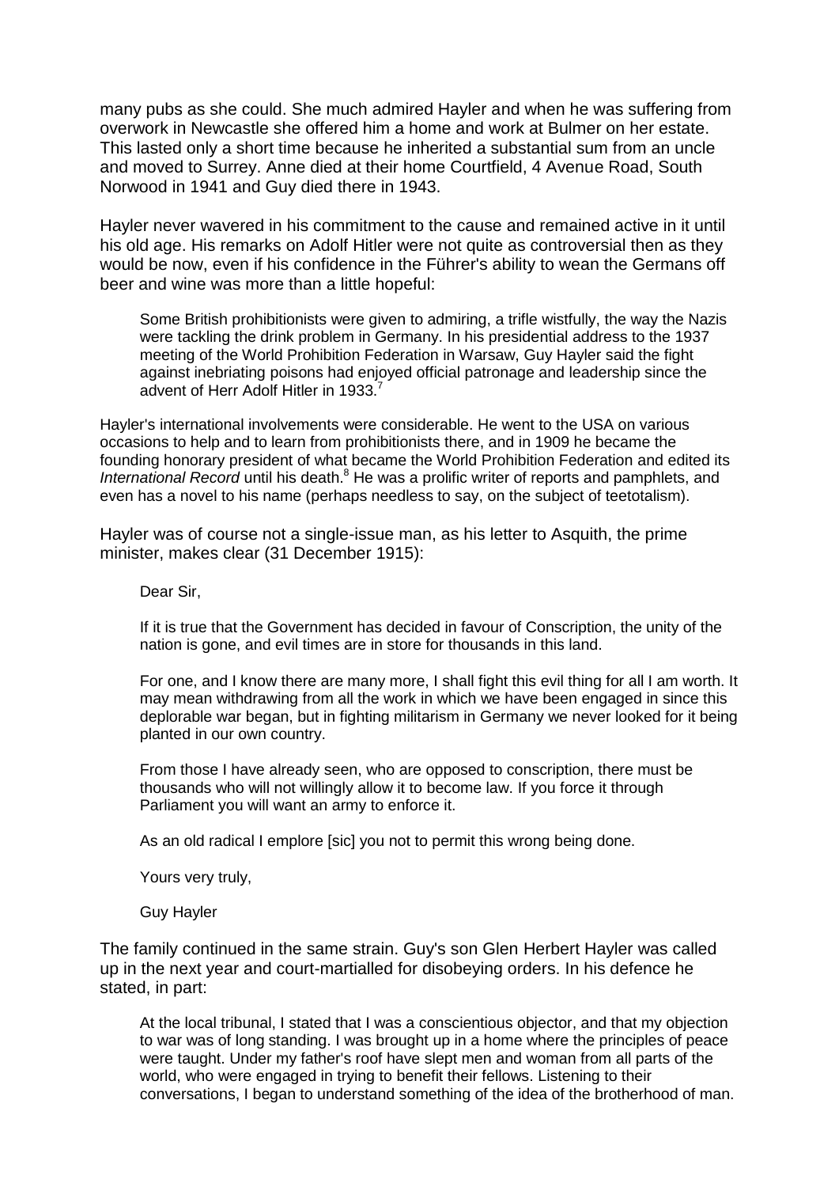many pubs as she could. She much admired Hayler and when he was suffering from overwork in Newcastle she offered him a home and work at Bulmer on her estate. This lasted only a short time because he inherited a substantial sum from an uncle and moved to Surrey. Anne died at their home Courtfield, 4 Avenue Road, South Norwood in 1941 and Guy died there in 1943.

Hayler never wavered in his commitment to the cause and remained active in it until his old age. His remarks on Adolf Hitler were not quite as controversial then as they would be now, even if his confidence in the Führer's ability to wean the Germans off beer and wine was more than a little hopeful:

> Some British prohibitionists were given to admiring, a trifle wistfully, the way the Nazis were tackling the drink problem in Germany. In his presidential address to the 1937 meeting of the World Prohibition Federation in Warsaw, Guy Hayler said the fight against inebriating poisons had enjoyed official patronage and leadership since the advent of Herr Adolf Hitler in 1933.[7]

Hayler's international involvements were considerable. He went to the USA on various occasions to help and to learn from prohibitionists there, and in 1909 he became the founding honorary president of what became the World Prohibition Federation and edited its *International Record* until his death.[8] He was a prolific writer of reports and pamphlets, and even has a novel to his name (perhaps needless to say, on the subject of teetotalism).

Hayler was of course not a single-issue man, as his letter to Asquith, the prime minister, makes clear (31 December 1915):

> Dear Sir,
>
> If it is true that the Government has decided in favour of Conscription, the unity of the nation is gone, and evil times are in store for thousands in this land.
>
> For one, and I know there are many more, I shall fight this evil thing for all I am worth. It may mean withdrawing from all the work in which we have been engaged in since this deplorable war began, but in fighting militarism in Germany we never looked for it being planted in our own country.
>
> From those I have already seen, who are opposed to conscription, there must be thousands who will not willingly allow it to become law. If you force it through Parliament you will want an army to enforce it.
>
> As an old radical I emplore [sic] you not to permit this wrong being done.
>
> Yours very truly,
>
> Guy Hayler

The family continued in the same strain. Guy's son Glen Herbert Hayler was called up in the next year and court-martialled for disobeying orders. In his defence he stated, in part:

> At the local tribunal, I stated that I was a conscientious objector, and that my objection to war was of long standing. I was brought up in a home where the principles of peace were taught. Under my father's roof have slept men and woman from all parts of the world, who were engaged in trying to benefit their fellows. Listening to their conversations, I began to understand something of the idea of the brotherhood of man.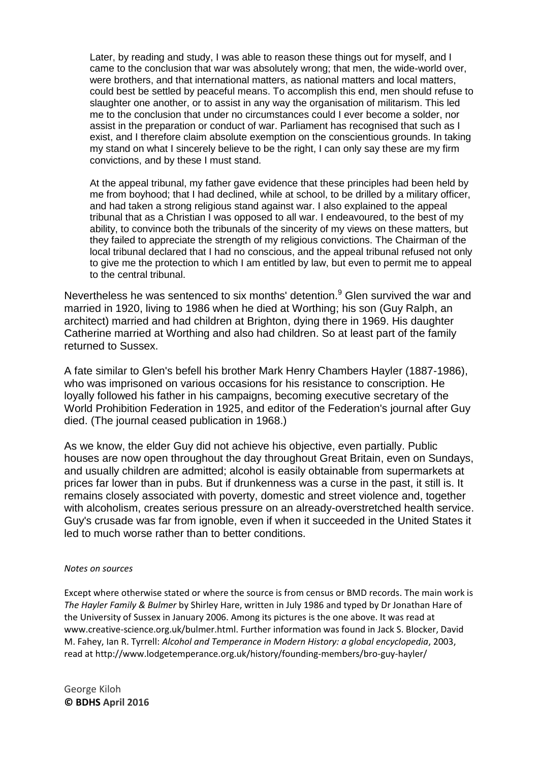> Later, by reading and study, I was able to reason these things out for myself, and I came to the conclusion that war was absolutely wrong; that men, the wide-world over, were brothers, and that international matters, as national matters and local matters, could best be settled by peaceful means. To accomplish this end, men should refuse to slaughter one another, or to assist in any way the organisation of militarism. This led me to the conclusion that under no circumstances could I ever become a solder, nor assist in the preparation or conduct of war. Parliament has recognised that such as I exist, and I therefore claim absolute exemption on the conscientious grounds. In taking my stand on what I sincerely believe to be the right, I can only say these are my firm convictions, and by these I must stand.
>
> At the appeal tribunal, my father gave evidence that these principles had been held by me from boyhood; that I had declined, while at school, to be drilled by a military officer, and had taken a strong religious stand against war. I also explained to the appeal tribunal that as a Christian I was opposed to all war. I endeavoured, to the best of my ability, to convince both the tribunals of the sincerity of my views on these matters, but they failed to appreciate the strength of my religious convictions. The Chairman of the local tribunal declared that I had no conscious, and the appeal tribunal refused not only to give me the protection to which I am entitled by law, but even to permit me to appeal to the central tribunal.

Nevertheless he was sentenced to six months' detention.[9] Glen survived the war and married in 1920, living to 1986 when he died at Worthing; his son (Guy Ralph, an architect) married and had children at Brighton, dying there in 1969. His daughter Catherine married at Worthing and also had children. So at least part of the family returned to Sussex.

A fate similar to Glen's befell his brother Mark Henry Chambers Hayler (1887-1986), who was imprisoned on various occasions for his resistance to conscription. He loyally followed his father in his campaigns, becoming executive secretary of the World Prohibition Federation in 1925, and editor of the Federation's journal after Guy died. (The journal ceased publication in 1968.)

As we know, the elder Guy did not achieve his objective, even partially. Public houses are now open throughout the day throughout Great Britain, even on Sundays, and usually children are admitted; alcohol is easily obtainable from supermarkets at prices far lower than in pubs. But if drunkenness was a curse in the past, it still is. It remains closely associated with poverty, domestic and street violence and, together with alcoholism, creates serious pressure on an already-overstretched health service. Guy's crusade was far from ignoble, even if when it succeeded in the United States it led to much worse rather than to better conditions.

*Notes on sources*

Except where otherwise stated or where the source is from census or BMD records. The main work is *The Hayler Family & Bulmer* by Shirley Hare, written in July 1986 and typed by Dr Jonathan Hare of the University of Sussex in January 2006. Among its pictures is the one above. It was read at www.creative-science.org.uk/bulmer.html. Further information was found in Jack S. Blocker, David M. Fahey, Ian R. Tyrrell: *Alcohol and Temperance in Modern History: a global encyclopedia*, 2003, read at http://www.lodgetemperance.org.uk/history/founding-members/bro-guy-hayler/

George Kiloh
**© BDHS April 2016**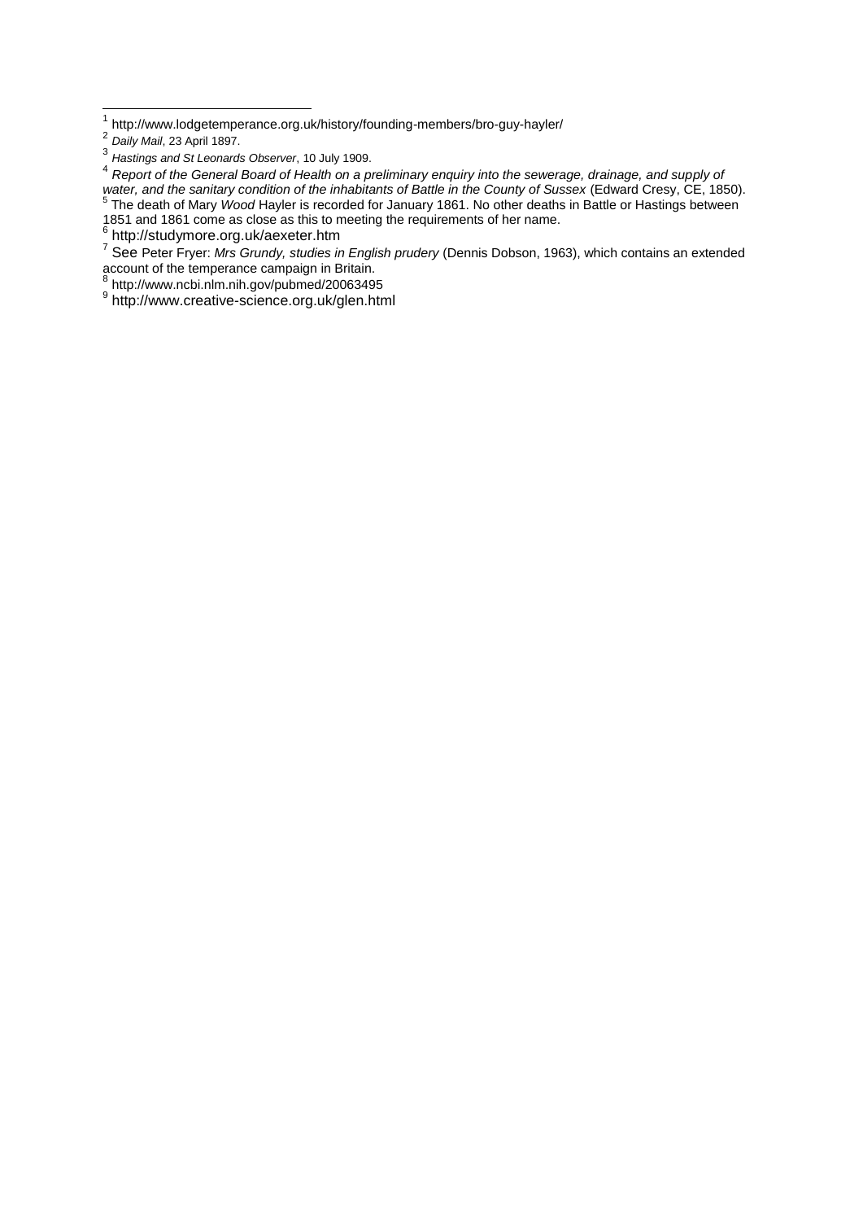[1] http://www.lodgetemperance.org.uk/history/founding-members/bro-guy-hayler/

[2] *Daily Mail*, 23 April 1897.

[3] *Hastings and St Leonards Observer*, 10 July 1909.

[4] *Report of the General Board of Health on a preliminary enquiry into the sewerage, drainage, and supply of water, and the sanitary condition of the inhabitants of Battle in the County of Sussex* (Edward Cresy, CE, 1850).

[5] The death of Mary *Wood* Hayler is recorded for January 1861. No other deaths in Battle or Hastings between 1851 and 1861 come as close as this to meeting the requirements of her name.

[6] http://studymore.org.uk/aexeter.htm

[7] See Peter Fryer: *Mrs Grundy, studies in English prudery* (Dennis Dobson, 1963), which contains an extended account of the temperance campaign in Britain.

[8] http://www.ncbi.nlm.nih.gov/pubmed/20063495

[9] http://www.creative-science.org.uk/glen.html